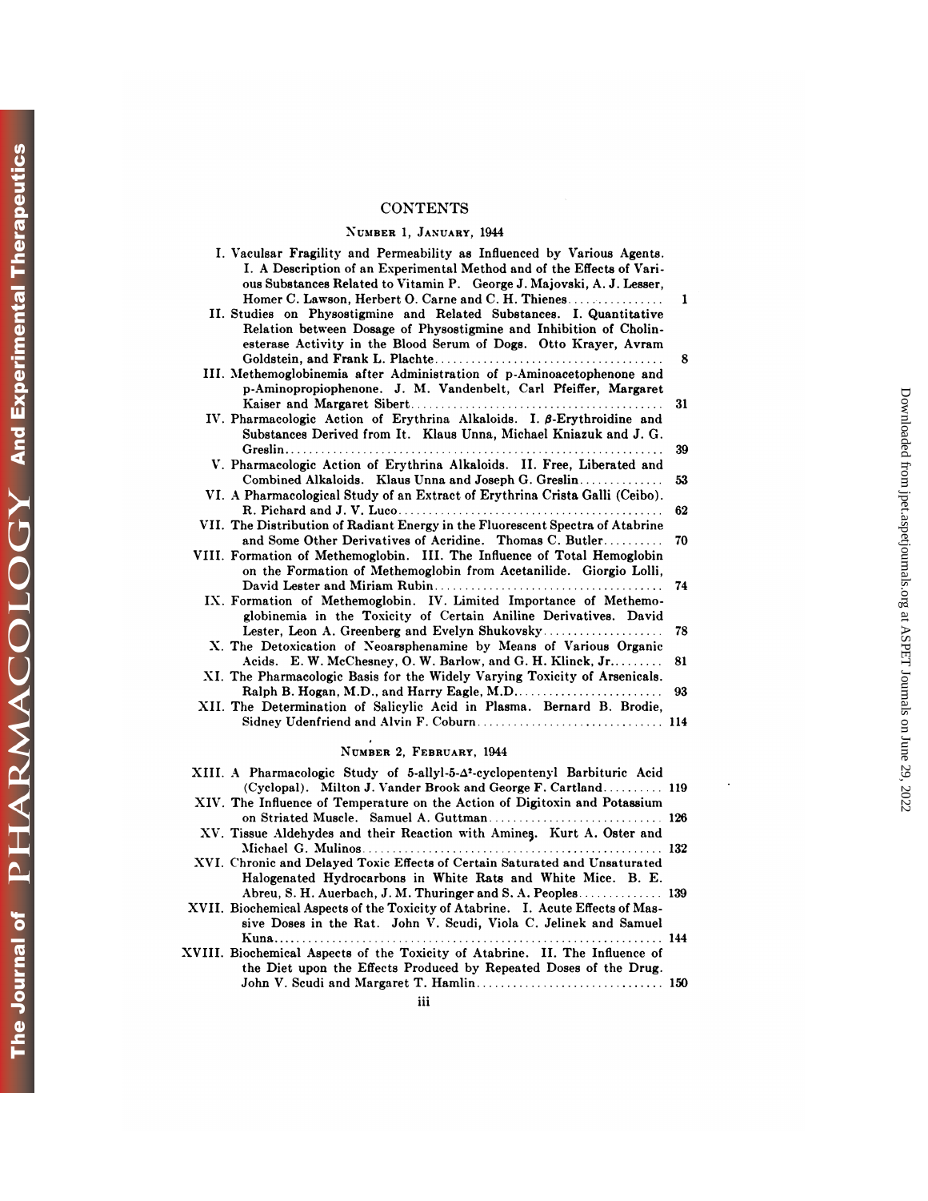# CONTENTS

## Number 1, January, 1944

I. Vaculsar Fragility and Permeability as Influenced by Various Agents. I. A Description of an Experimental Method and of the Effects of Various Substances Related to Vitamin P. George J. Majovski, A. J. Lesser, Homer C. Lawson, Herbert O. Carne and C. H. Thienes ................ 1

II. Studies on Physostigmine and Related Substances. I. Quantitative Relation between Dosage of Physostigmine and Inhibition of Cholinesterase Activity in the Blood Serum of Dogs. Otto Krayer, Avram Goldstein, and Frank L. Plachte ........................................ 8

III. Methemoglobinemia after Administration of p-Aminoacetophenone and p-Aminopropiophenone. J. M. Vandenbelt, Carl Pfeiffer, Margaret Kaiser and Margaret Sibert ........................................ 31

IV. Pharmacologic Action of Erythrina Alkaloids. I. β-Erythroidine and Substances Derived from It. Klaus Unna, Michael Kniazuk and J. G. Greslin ........................................ 39

V. Pharmacologic Action of Erythrina Alkaloids. II. Free, Liberated and Combined Alkaloids. Klaus Unna and Joseph G. Greslin .............. 53

VI. A Pharmacological Study of an Extract of Erythrina Crista Galli (Ceibo). R. Pichard and J. V. Luco ........................................ 62

VII. The Distribution of Radiant Energy in the Fluorescent Spectra of Atabrine and Some Other Derivatives of Acridine. Thomas C. Butler .......... 70

VIII. Formation of Methemoglobin. III. The Influence of Total Hemoglobin on the Formation of Methemoglobin from Acetanilide. Giorgio Lolli, David Lester and Miriam Rubin ........................................ 74

IX. Formation of Methemoglobin. IV. Limited Importance of Methemoglobinemia in the Toxicity of Certain Aniline Derivatives. David Lester, Leon A. Greenberg and Evelyn Shukovsky .................... 78

X. The Detoxication of Neoarsphenamine by Means of Various Organic Acids. E. W. McChesney, O. W. Barlow, and G. H. Klinck, Jr. ........ 81

XI. The Pharmacologic Basis for the Widely Varying Toxicity of Arsenicals. Ralph B. Hogan, M.D., and Harry Eagle, M.D. ........................ 93

XII. The Determination of Salicylic Acid in Plasma. Bernard B. Brodie, Sidney Udenfriend and Alvin F. Coburn .............................. 114

## Number 2, February, 1944

XIII. A Pharmacologic Study of 5-allyl-5-$\Delta^2$-cyclopentenyl Barbituric Acid (Cyclopal). Milton J. Vander Brook and George F. Cartland .......... 119

XIV. The Influence of Temperature on the Action of Digitoxin and Potassium on Striated Muscle. Samuel A. Guttman ............................ 126

XV. Tissue Aldehydes and their Reaction with Amines. Kurt A. Oster and Michael G. Mulinos ........................................ 132

XVI. Chronic and Delayed Toxic Effects of Certain Saturated and Unsaturated Halogenated Hydrocarbons in White Rats and White Mice. B. E. Abreu, S. H. Auerbach, J. M. Thuringer and S. A. Peoples .............. 139

XVII. Biochemical Aspects of the Toxicity of Atabrine. I. Acute Effects of Massive Doses in the Rat. John V. Scudi, Viola C. Jelinek and Samuel Kuna ........................................ 144

XVIII. Biochemical Aspects of the Toxicity of Atabrine. II. The Influence of the Diet upon the Effects Produced by Repeated Doses of the Drug. John V. Scudi and Margaret T. Hamlin .............................. 150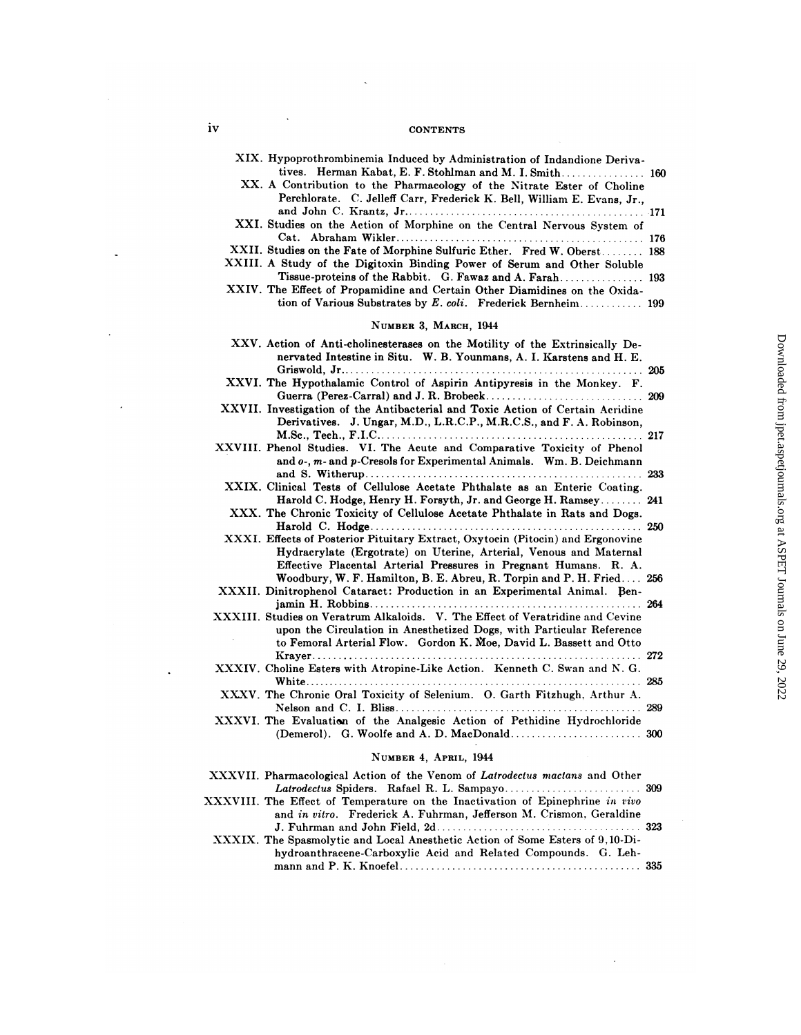XIX. Hypoprothrombinemia Induced by Administration of Indandione Derivatives. Herman Kabat, E. F. Stohlman and M. I. Smith ................ 160

XX. A Contribution to the Pharmacology of the Nitrate Ester of Choline Perchlorate. C. Jelleff Carr, Frederick K. Bell, William E. Evans, Jr., and John C. Krantz, Jr. ................ 171

XXI. Studies on the Action of Morphine on the Central Nervous System of Cat. Abraham Wikler ................ 176

XXII. Studies on the Fate of Morphine Sulfuric Ether. Fred W. Oberst ........ 188

XXIII. A Study of the Digitoxin Binding Power of Serum and Other Soluble Tissue-proteins of the Rabbit. G. Fawaz and A. Farah ................ 193

XXIV. The Effect of Propamidine and Certain Other Diamidines on the Oxidation of Various Substrates by *E. coli*. Frederick Bernheim ................ 199

## Number 3, March, 1944

XXV. Action of Anti-cholinesterases on the Motility of the Extrinsically Denervated Intestine in Situ. W. B. Younmans, A. I. Karstens and H. E. Griswold, Jr. ................ 205

XXVI. The Hypothalamic Control of Aspirin Antipyresis in the Monkey. F. Guerra (Perez-Carral) and J. R. Brobeck ................ 209

XXVII. Investigation of the Antibacterial and Toxic Action of Certain Acridine Derivatives. J. Ungar, M.D., L.R.C.P., M.R.C.S., and F. A. Robinson, M.Sc., Tech., F.I.C. ................ 217

XXVIII. Phenol Studies. VI. The Acute and Comparative Toxicity of Phenol and *o*-, *m*- and *p*-Cresols for Experimental Animals. Wm. B. Deichmann and S. Witherup ................ 233

XXIX. Clinical Tests of Cellulose Acetate Phthalate as an Enteric Coating. Harold C. Hodge, Henry H. Forsyth, Jr. and George H. Ramsey ........ 241

XXX. The Chronic Toxicity of Cellulose Acetate Phthalate in Rats and Dogs. Harold C. Hodge ................ 250

XXXI. Effects of Posterior Pituitary Extract, Oxytocin (Pitocin) and Ergonovine Hydracrylate (Ergotrate) on Uterine, Arterial, Venous and Maternal Effective Placental Arterial Pressures in Pregnant Humans. R. A. Woodbury, W. F. Hamilton, B. E. Abreu, R. Torpin and P. H. Fried .... 256

XXXII. Dinitrophenol Cataract: Production in an Experimental Animal. Benjamin H. Robbins ................ 264

XXXIII. Studies on Veratrum Alkaloids. V. The Effect of Veratridine and Cevine upon the Circulation in Anesthetized Dogs, with Particular Reference to Femoral Arterial Flow. Gordon K. Moe, David L. Bassett and Otto Krayer ................ 272

XXXIV. Choline Esters with Atropine-Like Action. Kenneth C. Swan and N. G. White ................ 285

XXXV. The Chronic Oral Toxicity of Selenium. O. Garth Fitzhugh, Arthur A. Nelson and C. I. Bliss ................ 289

XXXVI. The Evaluation of the Analgesic Action of Pethidine Hydrochloride (Demerol). G. Woolfe and A. D. MacDonald ................ 300

## Number 4, April, 1944

XXXVII. Pharmacological Action of the Venom of *Latrodectus mactans* and Other *Latrodectus* Spiders. Rafael R. L. Sampayo ................ 309

XXXVIII. The Effect of Temperature on the Inactivation of Epinephrine *in vivo* and *in vitro*. Frederick A. Fuhrman, Jefferson M. Crismon, Geraldine J. Fuhrman and John Field, 2d ................ 323

XXXIX. The Spasmolytic and Local Anesthetic Action of Some Esters of 9,10-Dihydroanthracene-Carboxylic Acid and Related Compounds. G. Lehmann and P. K. Knoefel ................ 335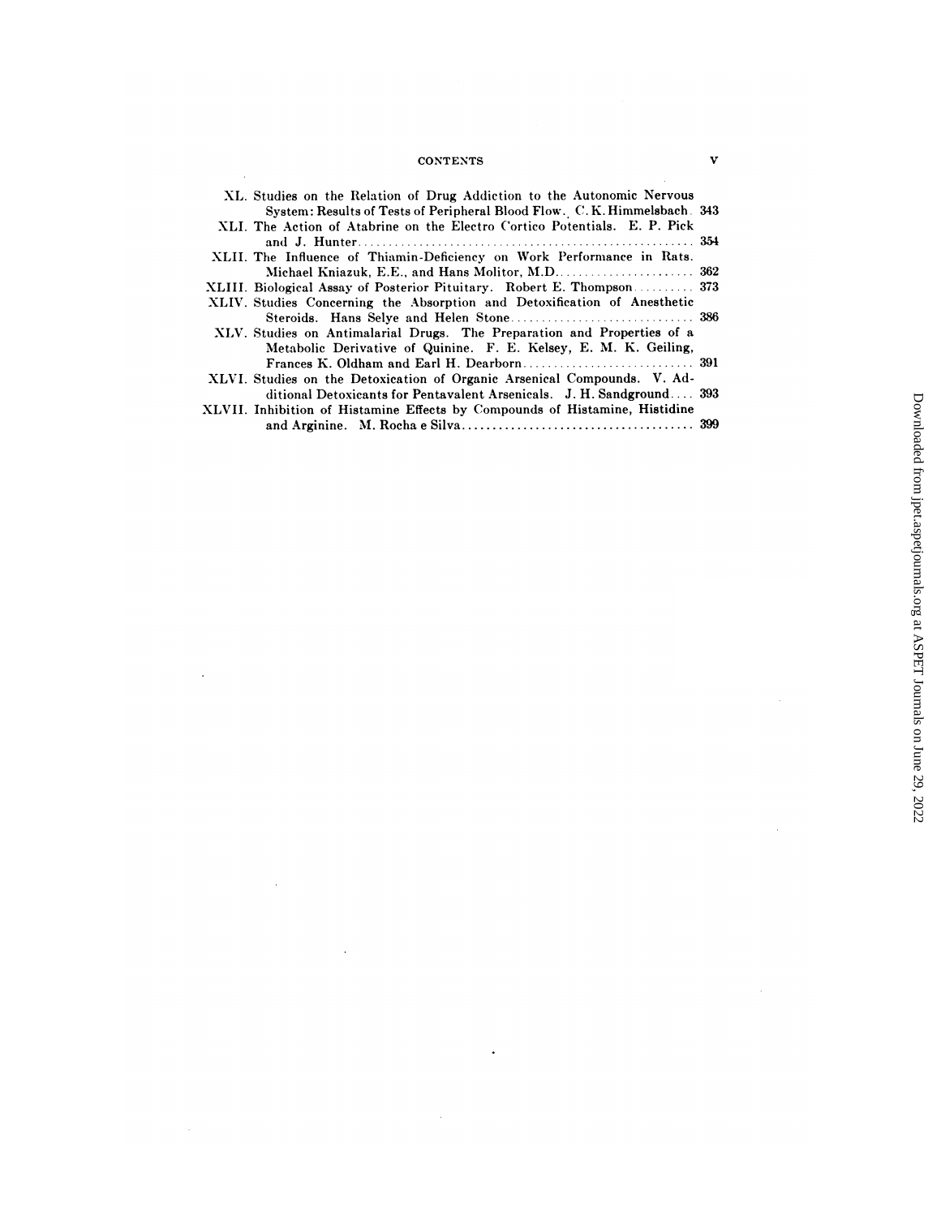XL. Studies on the Relation of Drug Addiction to the Autonomic Nervous System: Results of Tests of Peripheral Blood Flow. C. K. Himmelsbach . 343

XLI. The Action of Atabrine on the Electro Cortico Potentials. E. P. Pick and J. Hunter . . . . . . . . . . . . . . . . . . . . . . . . . . . . . . . . . . . . . . . . . . . . . . . . . . . . . 354

XLII. The Influence of Thiamin-Deficiency on Work Performance in Rats. Michael Kniazuk, E.E., and Hans Molitor, M.D. . . . . . . . . . . . . . . . . . . . . . . 362

XLIII. Biological Assay of Posterior Pituitary. Robert E. Thompson . . . . . . . . . . 373

XLIV. Studies Concerning the Absorption and Detoxification of Anesthetic Steroids. Hans Selye and Helen Stone . . . . . . . . . . . . . . . . . . . . . . . . . . . . . . 386

XLV. Studies on Antimalarial Drugs. The Preparation and Properties of a Metabolic Derivative of Quinine. F. E. Kelsey, E. M. K. Geiling, Frances K. Oldham and Earl H. Dearborn . . . . . . . . . . . . . . . . . . . . . . . . . . . 391

XLVI. Studies on the Detoxication of Organic Arsenical Compounds. V. Additional Detoxicants for Pentavalent Arsenicals. J. H. Sandground . . . . 393

XLVII. Inhibition of Histamine Effects by Compounds of Histamine, Histidine and Arginine. M. Rocha e Silva . . . . . . . . . . . . . . . . . . . . . . . . . . . . . . . . . . . . . . 399